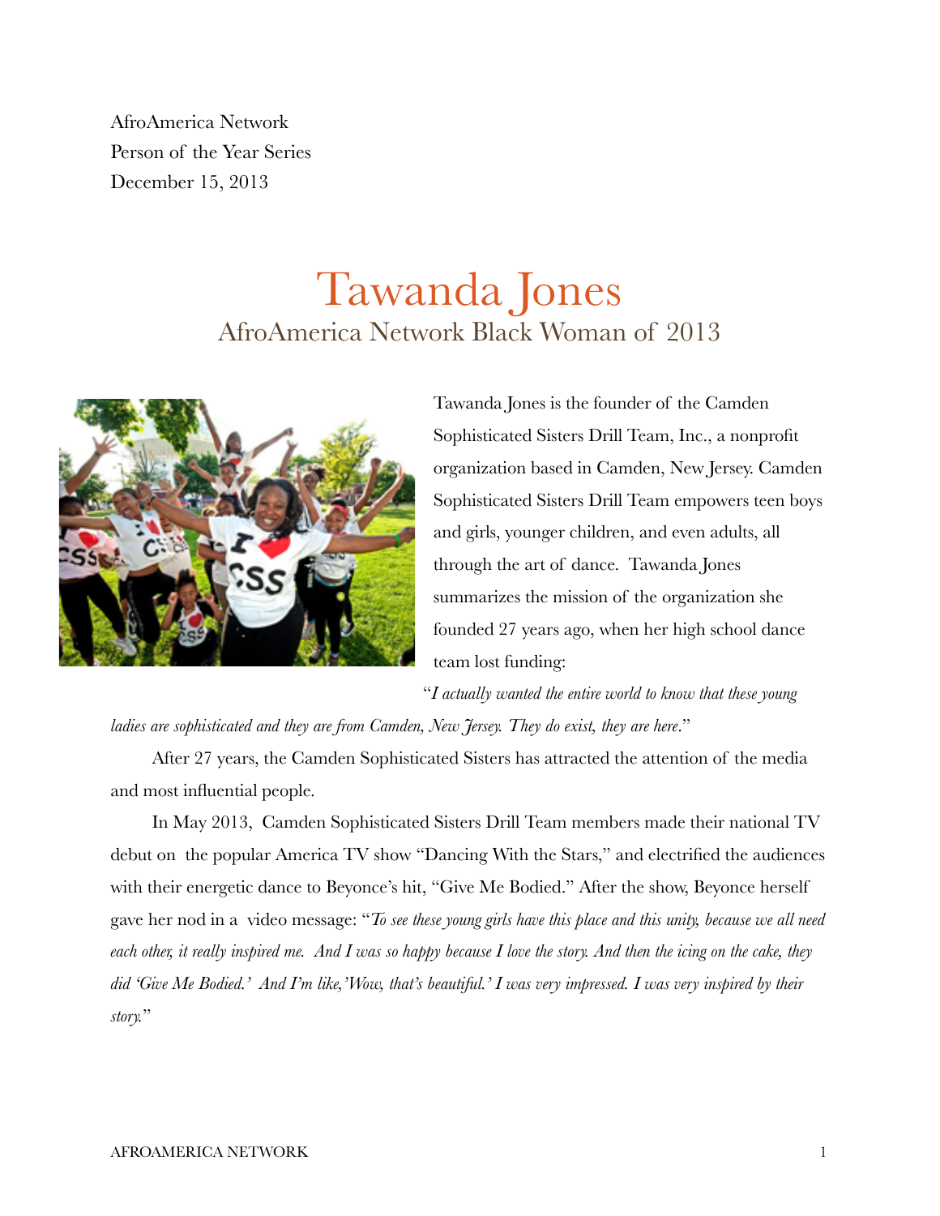AfroAmerica Network
Person of the Year Series
December 15, 2013

# Tawanda Jones

## AfroAmerica Network Black Woman of 2013

Tawanda Jones is the founder of the Camden Sophisticated Sisters Drill Team, Inc., a nonprofit organization based in Camden, New Jersey. Camden Sophisticated Sisters Drill Team empowers teen boys and girls, younger children, and even adults, all through the art of dance. Tawanda Jones summarizes the mission of the organization she founded 27 years ago, when her high school dance team lost funding:

"*I actually wanted the entire world to know that these young ladies are sophisticated and they are from Camden, New Jersey. They do exist, they are here*."

After 27 years, the Camden Sophisticated Sisters has attracted the attention of the media and most influential people.

In May 2013, Camden Sophisticated Sisters Drill Team members made their national TV debut on the popular America TV show "Dancing With the Stars," and electrified the audiences with their energetic dance to Beyonce's hit, "Give Me Bodied." After the show, Beyonce herself gave her nod in a video message: "*To see these young girls have this place and this unity, because we all need each other, it really inspired me. And I was so happy because I love the story. And then the icing on the cake, they did 'Give Me Bodied.' And I'm like,'Wow, that's beautiful.' I was very impressed. I was very inspired by their story.*"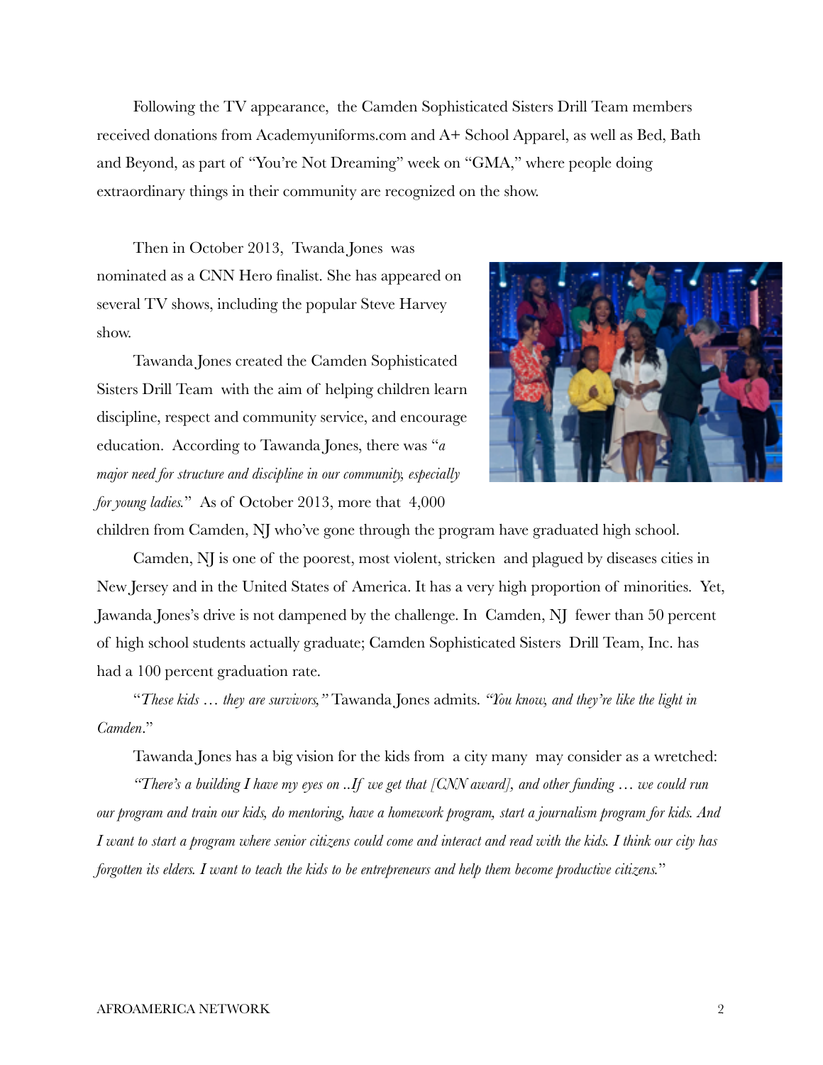Following the TV appearance, the Camden Sophisticated Sisters Drill Team members received donations from Academyuniforms.com and A+ School Apparel, as well as Bed, Bath and Beyond, as part of "You're Not Dreaming" week on "GMA," where people doing extraordinary things in their community are recognized on the show.

Then in October 2013, Twanda Jones was nominated as a CNN Hero finalist. She has appeared on several TV shows, including the popular Steve Harvey show.

Tawanda Jones created the Camden Sophisticated Sisters Drill Team with the aim of helping children learn discipline, respect and community service, and encourage education. According to Tawanda Jones, there was "*a major need for structure and discipline in our community, especially for young ladies.*" As of October 2013, more that 4,000 children from Camden, NJ who've gone through the program have graduated high school.

Camden, NJ is one of the poorest, most violent, stricken and plagued by diseases cities in New Jersey and in the United States of America. It has a very high proportion of minorities. Yet, Jawanda Jones's drive is not dampened by the challenge. In Camden, NJ fewer than 50 percent of high school students actually graduate; Camden Sophisticated Sisters Drill Team, Inc. has had a 100 percent graduation rate.

"*These kids … they are survivors,"* Tawanda Jones admits. *"You know, and they're like the light in Camden*."

Tawanda Jones has a big vision for the kids from a city many may consider as a wretched:

*"There's a building I have my eyes on ..If we get that [CNN award], and other funding … we could run our program and train our kids, do mentoring, have a homework program, start a journalism program for kids. And I want to start a program where senior citizens could come and interact and read with the kids. I think our city has forgotten its elders. I want to teach the kids to be entrepreneurs and help them become productive citizens.*"